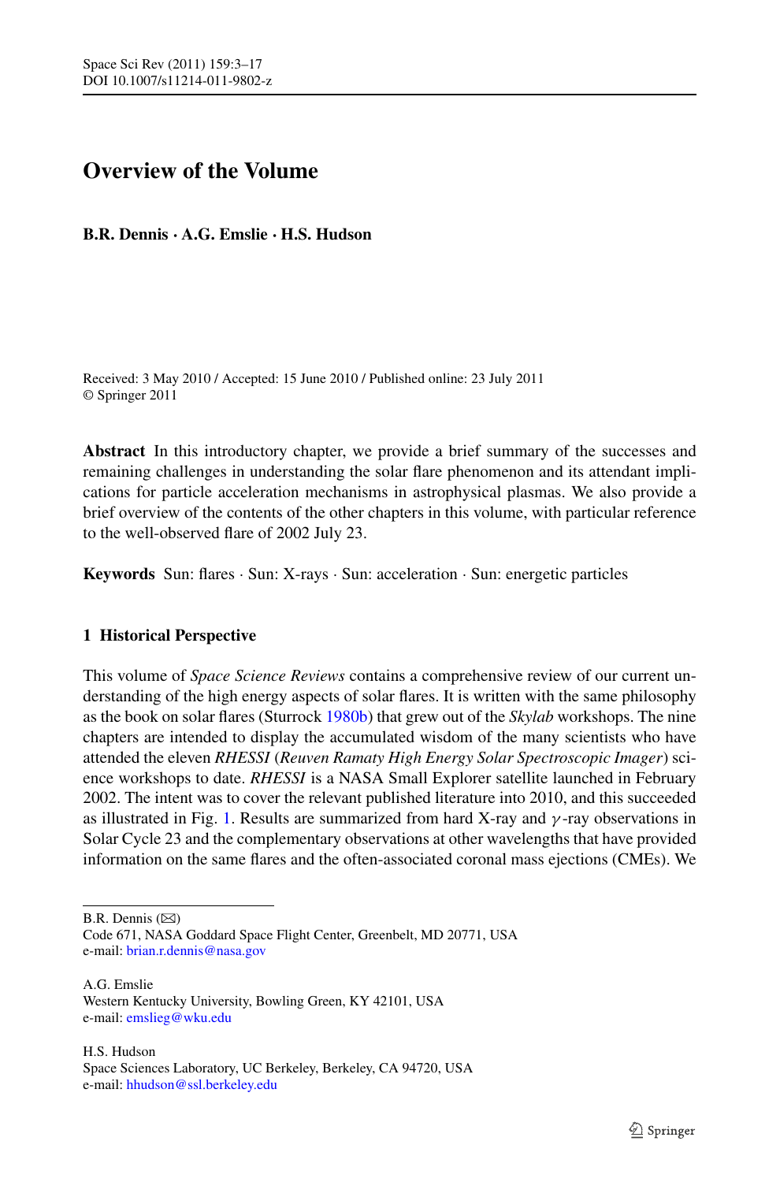# Overview of the Volume

**B.R. Dennis · A.G. Emslie · H.S. Hudson**

Received: 3 May 2010 / Accepted: 15 June 2010 / Published online: 23 July 2011
© Springer 2011

**Abstract** In this introductory chapter, we provide a brief summary of the successes and remaining challenges in understanding the solar flare phenomenon and its attendant implications for particle acceleration mechanisms in astrophysical plasmas. We also provide a brief overview of the contents of the other chapters in this volume, with particular reference to the well-observed flare of 2002 July 23.

**Keywords** Sun: flares · Sun: X-rays · Sun: acceleration · Sun: energetic particles

## 1 Historical Perspective

This volume of *Space Science Reviews* contains a comprehensive review of our current understanding of the high energy aspects of solar flares. It is written with the same philosophy as the book on solar flares (Sturrock 1980b) that grew out of the *Skylab* workshops. The nine chapters are intended to display the accumulated wisdom of the many scientists who have attended the eleven *RHESSI* (*Reuven Ramaty High Energy Solar Spectroscopic Imager*) science workshops to date. *RHESSI* is a NASA Small Explorer satellite launched in February 2002. The intent was to cover the relevant published literature into 2010, and this succeeded as illustrated in Fig. 1. Results are summarized from hard X-ray and $\gamma$-ray observations in Solar Cycle 23 and the complementary observations at other wavelengths that have provided information on the same flares and the often-associated coronal mass ejections (CMEs). We

---

B.R. Dennis (✉)
Code 671, NASA Goddard Space Flight Center, Greenbelt, MD 20771, USA
e-mail: brian.r.dennis@nasa.gov

A.G. Emslie
Western Kentucky University, Bowling Green, KY 42101, USA
e-mail: emslieg@wku.edu

H.S. Hudson
Space Sciences Laboratory, UC Berkeley, Berkeley, CA 94720, USA
e-mail: hhudson@ssl.berkeley.edu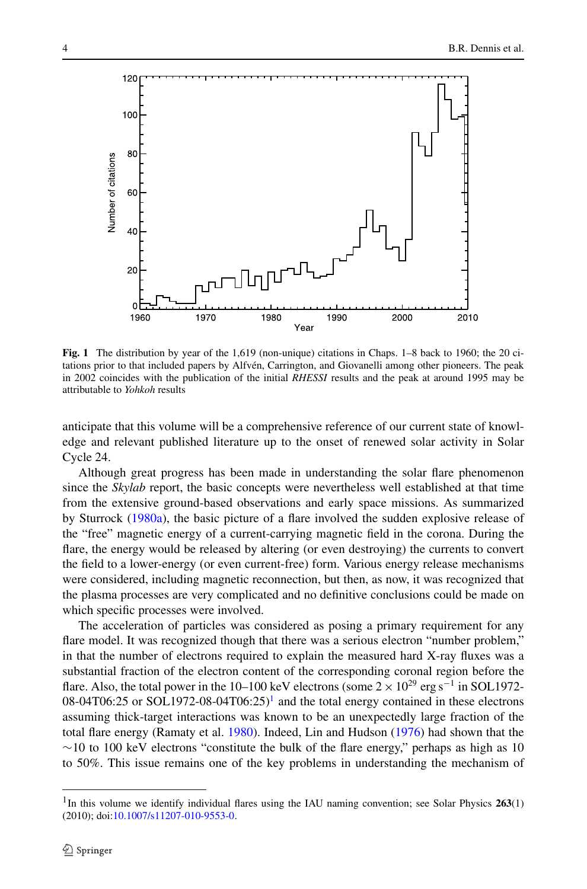**Fig. 1** The distribution by year of the 1,619 (non-unique) citations in Chaps. 1–8 back to 1960; the 20 citations prior to that included papers by Alfvén, Carrington, and Giovanelli among other pioneers. The peak in 2002 coincides with the publication of the initial *RHESSI* results and the peak at around 1995 may be attributable to *Yohkoh* results

anticipate that this volume will be a comprehensive reference of our current state of knowledge and relevant published literature up to the onset of renewed solar activity in Solar Cycle 24.

Although great progress has been made in understanding the solar flare phenomenon since the *Skylab* report, the basic concepts were nevertheless well established at that time from the extensive ground-based observations and early space missions. As summarized by Sturrock (1980a), the basic picture of a flare involved the sudden explosive release of the "free" magnetic energy of a current-carrying magnetic field in the corona. During the flare, the energy would be released by altering (or even destroying) the currents to convert the field to a lower-energy (or even current-free) form. Various energy release mechanisms were considered, including magnetic reconnection, but then, as now, it was recognized that the plasma processes are very complicated and no definitive conclusions could be made on which specific processes were involved.

The acceleration of particles was considered as posing a primary requirement for any flare model. It was recognized though that there was a serious electron "number problem," in that the number of electrons required to explain the measured hard X-ray fluxes was a substantial fraction of the electron content of the corresponding coronal region before the flare. Also, the total power in the 10–100 keV electrons (some $2 \times 10^{29}$ erg s$^{-1}$ in SOL1972-08-04T06:25 or SOL1972-08-04T06:25)[1] and the total energy contained in these electrons assuming thick-target interactions was known to be an unexpectedly large fraction of the total flare energy (Ramaty et al. 1980). Indeed, Lin and Hudson (1976) had shown that the ~10 to 100 keV electrons "constitute the bulk of the flare energy," perhaps as high as 10 to 50%. This issue remains one of the key problems in understanding the mechanism of

[1] In this volume we identify individual flares using the IAU naming convention; see Solar Physics **263**(1) (2010); doi:10.1007/s11207-010-9553-0.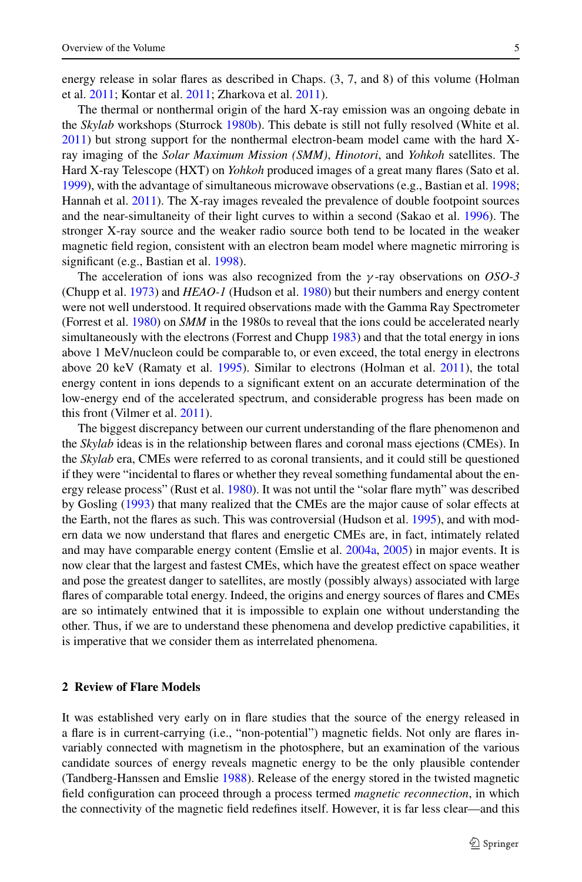energy release in solar flares as described in Chaps. (3, 7, and 8) of this volume (Holman et al. 2011; Kontar et al. 2011; Zharkova et al. 2011).

The thermal or nonthermal origin of the hard X-ray emission was an ongoing debate in the *Skylab* workshops (Sturrock 1980b). This debate is still not fully resolved (White et al. 2011) but strong support for the nonthermal electron-beam model came with the hard X-ray imaging of the *Solar Maximum Mission (SMM)*, *Hinotori*, and *Yohkoh* satellites. The Hard X-ray Telescope (HXT) on *Yohkoh* produced images of a great many flares (Sato et al. 1999), with the advantage of simultaneous microwave observations (e.g., Bastian et al. 1998; Hannah et al. 2011). The X-ray images revealed the prevalence of double footpoint sources and the near-simultaneity of their light curves to within a second (Sakao et al. 1996). The stronger X-ray source and the weaker radio source both tend to be located in the weaker magnetic field region, consistent with an electron beam model where magnetic mirroring is significant (e.g., Bastian et al. 1998).

The acceleration of ions was also recognized from the $\gamma$-ray observations on *OSO-3* (Chupp et al. 1973) and *HEAO-1* (Hudson et al. 1980) but their numbers and energy content were not well understood. It required observations made with the Gamma Ray Spectrometer (Forrest et al. 1980) on *SMM* in the 1980s to reveal that the ions could be accelerated nearly simultaneously with the electrons (Forrest and Chupp 1983) and that the total energy in ions above 1 MeV/nucleon could be comparable to, or even exceed, the total energy in electrons above 20 keV (Ramaty et al. 1995). Similar to electrons (Holman et al. 2011), the total energy content in ions depends to a significant extent on an accurate determination of the low-energy end of the accelerated spectrum, and considerable progress has been made on this front (Vilmer et al. 2011).

The biggest discrepancy between our current understanding of the flare phenomenon and the *Skylab* ideas is in the relationship between flares and coronal mass ejections (CMEs). In the *Skylab* era, CMEs were referred to as coronal transients, and it could still be questioned if they were "incidental to flares or whether they reveal something fundamental about the energy release process" (Rust et al. 1980). It was not until the "solar flare myth" was described by Gosling (1993) that many realized that the CMEs are the major cause of solar effects at the Earth, not the flares as such. This was controversial (Hudson et al. 1995), and with modern data we now understand that flares and energetic CMEs are, in fact, intimately related and may have comparable energy content (Emslie et al. 2004a, 2005) in major events. It is now clear that the largest and fastest CMEs, which have the greatest effect on space weather and pose the greatest danger to satellites, are mostly (possibly always) associated with large flares of comparable total energy. Indeed, the origins and energy sources of flares and CMEs are so intimately entwined that it is impossible to explain one without understanding the other. Thus, if we are to understand these phenomena and develop predictive capabilities, it is imperative that we consider them as interrelated phenomena.

## 2 Review of Flare Models

It was established very early on in flare studies that the source of the energy released in a flare is in current-carrying (i.e., "non-potential") magnetic fields. Not only are flares invariably connected with magnetism in the photosphere, but an examination of the various candidate sources of energy reveals magnetic energy to be the only plausible contender (Tandberg-Hanssen and Emslie 1988). Release of the energy stored in the twisted magnetic field configuration can proceed through a process termed *magnetic reconnection*, in which the connectivity of the magnetic field redefines itself. However, it is far less clear—and this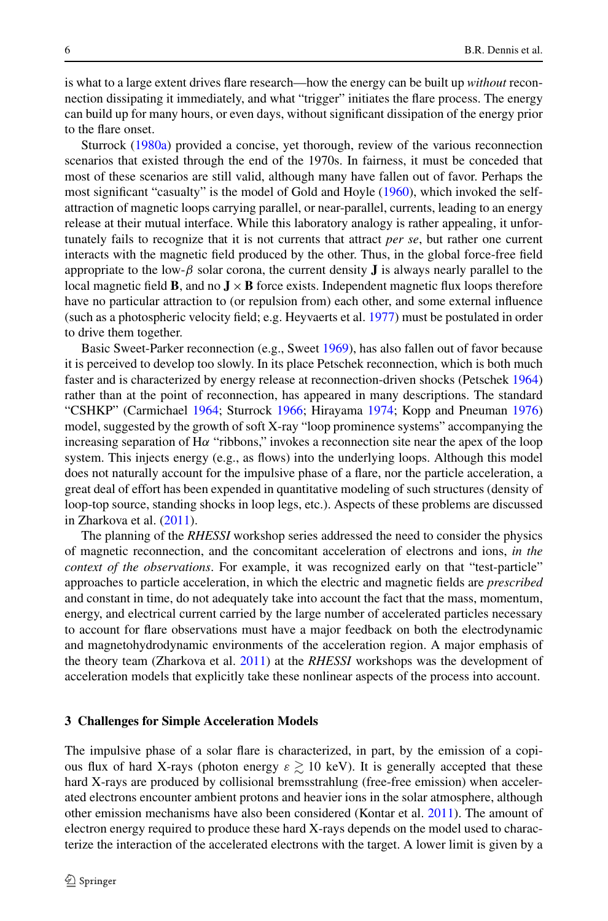is what to a large extent drives flare research—how the energy can be built up *without* reconnection dissipating it immediately, and what "trigger" initiates the flare process. The energy can build up for many hours, or even days, without significant dissipation of the energy prior to the flare onset.

Sturrock (1980a) provided a concise, yet thorough, review of the various reconnection scenarios that existed through the end of the 1970s. In fairness, it must be conceded that most of these scenarios are still valid, although many have fallen out of favor. Perhaps the most significant "casualty" is the model of Gold and Hoyle (1960), which invoked the self-attraction of magnetic loops carrying parallel, or near-parallel, currents, leading to an energy release at their mutual interface. While this laboratory analogy is rather appealing, it unfortunately fails to recognize that it is not currents that attract *per se*, but rather one current interacts with the magnetic field produced by the other. Thus, in the global force-free field appropriate to the low-$\beta$ solar corona, the current density $\mathbf{J}$ is always nearly parallel to the local magnetic field $\mathbf{B}$, and no $\mathbf{J} \times \mathbf{B}$ force exists. Independent magnetic flux loops therefore have no particular attraction to (or repulsion from) each other, and some external influence (such as a photospheric velocity field; e.g. Heyvaerts et al. 1977) must be postulated in order to drive them together.

Basic Sweet-Parker reconnection (e.g., Sweet 1969), has also fallen out of favor because it is perceived to develop too slowly. In its place Petschek reconnection, which is both much faster and is characterized by energy release at reconnection-driven shocks (Petschek 1964) rather than at the point of reconnection, has appeared in many descriptions. The standard "CSHKP" (Carmichael 1964; Sturrock 1966; Hirayama 1974; Kopp and Pneuman 1976) model, suggested by the growth of soft X-ray "loop prominence systems" accompanying the increasing separation of H$\alpha$ "ribbons," invokes a reconnection site near the apex of the loop system. This injects energy (e.g., as flows) into the underlying loops. Although this model does not naturally account for the impulsive phase of a flare, nor the particle acceleration, a great deal of effort has been expended in quantitative modeling of such structures (density of loop-top source, standing shocks in loop legs, etc.). Aspects of these problems are discussed in Zharkova et al. (2011).

The planning of the *RHESSI* workshop series addressed the need to consider the physics of magnetic reconnection, and the concomitant acceleration of electrons and ions, *in the context of the observations*. For example, it was recognized early on that "test-particle" approaches to particle acceleration, in which the electric and magnetic fields are *prescribed* and constant in time, do not adequately take into account the fact that the mass, momentum, energy, and electrical current carried by the large number of accelerated particles necessary to account for flare observations must have a major feedback on both the electrodynamic and magnetohydrodynamic environments of the acceleration region. A major emphasis of the theory team (Zharkova et al. 2011) at the *RHESSI* workshops was the development of acceleration models that explicitly take these nonlinear aspects of the process into account.

## 3 Challenges for Simple Acceleration Models

The impulsive phase of a solar flare is characterized, in part, by the emission of a copious flux of hard X-rays (photon energy $\varepsilon \gtrsim 10$ keV). It is generally accepted that these hard X-rays are produced by collisional bremsstrahlung (free-free emission) when accelerated electrons encounter ambient protons and heavier ions in the solar atmosphere, although other emission mechanisms have also been considered (Kontar et al. 2011). The amount of electron energy required to produce these hard X-rays depends on the model used to characterize the interaction of the accelerated electrons with the target. A lower limit is given by a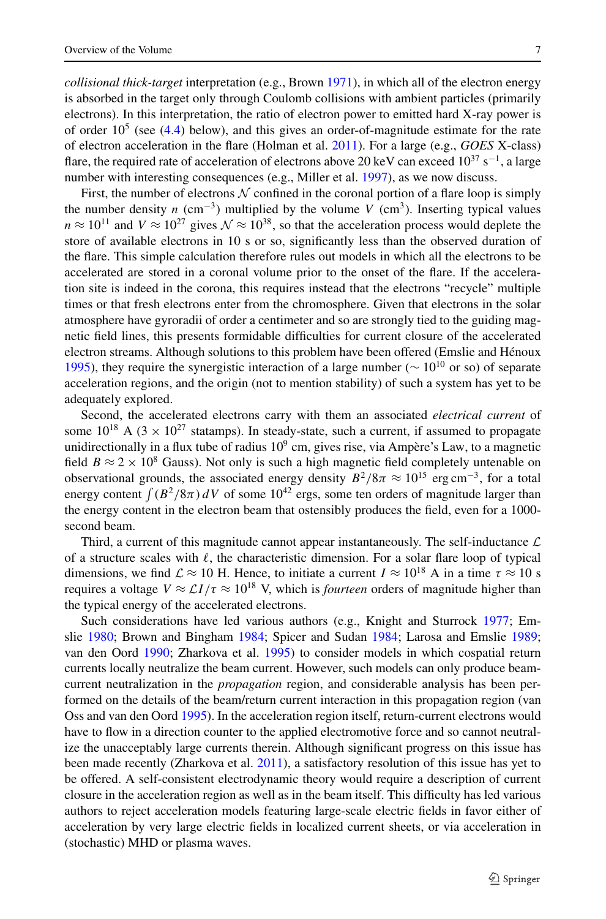*collisional thick-target* interpretation (e.g., Brown 1971), in which all of the electron energy is absorbed in the target only through Coulomb collisions with ambient particles (primarily electrons). In this interpretation, the ratio of electron power to emitted hard X-ray power is of order $10^5$ (see (4.4) below), and this gives an order-of-magnitude estimate for the rate of electron acceleration in the flare (Holman et al. 2011). For a large (e.g., *GOES* X-class) flare, the required rate of acceleration of electrons above 20 keV can exceed $10^{37}$ s$^{-1}$, a large number with interesting consequences (e.g., Miller et al. 1997), as we now discuss.

First, the number of electrons $\mathcal{N}$ confined in the coronal portion of a flare loop is simply the number density $n$ (cm$^{-3}$) multiplied by the volume $V$ (cm$^3$). Inserting typical values $n \approx 10^{11}$ and $V \approx 10^{27}$ gives $\mathcal{N} \approx 10^{38}$, so that the acceleration process would deplete the store of available electrons in 10 s or so, significantly less than the observed duration of the flare. This simple calculation therefore rules out models in which all the electrons to be accelerated are stored in a coronal volume prior to the onset of the flare. If the acceleration site is indeed in the corona, this requires instead that the electrons "recycle" multiple times or that fresh electrons enter from the chromosphere. Given that electrons in the solar atmosphere have gyroradii of order a centimeter and so are strongly tied to the guiding magnetic field lines, this presents formidable difficulties for current closure of the accelerated electron streams. Although solutions to this problem have been offered (Emslie and Hénoux 1995), they require the synergistic interaction of a large number ($\sim 10^{10}$ or so) of separate acceleration regions, and the origin (not to mention stability) of such a system has yet to be adequately explored.

Second, the accelerated electrons carry with them an associated *electrical current* of some $10^{18}$ A ($3 \times 10^{27}$ statamps). In steady-state, such a current, if assumed to propagate unidirectionally in a flux tube of radius $10^9$ cm, gives rise, via Ampère's Law, to a magnetic field $B \approx 2 \times 10^8$ Gauss). Not only is such a high magnetic field completely untenable on observational grounds, the associated energy density $B^2/8\pi \approx 10^{15}$ erg cm$^{-3}$, for a total energy content $\int (B^2/8\pi)\, dV$ of some $10^{42}$ ergs, some ten orders of magnitude larger than the energy content in the electron beam that ostensibly produces the field, even for a 1000-second beam.

Third, a current of this magnitude cannot appear instantaneously. The self-inductance $\mathcal{L}$ of a structure scales with $\ell$, the characteristic dimension. For a solar flare loop of typical dimensions, we find $\mathcal{L} \approx 10$ H. Hence, to initiate a current $I \approx 10^{18}$ A in a time $\tau \approx 10$ s requires a voltage $V \approx \mathcal{L}I/\tau \approx 10^{18}$ V, which is *fourteen* orders of magnitude higher than the typical energy of the accelerated electrons.

Such considerations have led various authors (e.g., Knight and Sturrock 1977; Emslie 1980; Brown and Bingham 1984; Spicer and Sudan 1984; Larosa and Emslie 1989; van den Oord 1990; Zharkova et al. 1995) to consider models in which cospatial return currents locally neutralize the beam current. However, such models can only produce beam-current neutralization in the *propagation* region, and considerable analysis has been performed on the details of the beam/return current interaction in this propagation region (van Oss and van den Oord 1995). In the acceleration region itself, return-current electrons would have to flow in a direction counter to the applied electromotive force and so cannot neutralize the unacceptably large currents therein. Although significant progress on this issue has been made recently (Zharkova et al. 2011), a satisfactory resolution of this issue has yet to be offered. A self-consistent electrodynamic theory would require a description of current closure in the acceleration region as well as in the beam itself. This difficulty has led various authors to reject acceleration models featuring large-scale electric fields in favor either of acceleration by very large electric fields in localized current sheets, or via acceleration in (stochastic) MHD or plasma waves.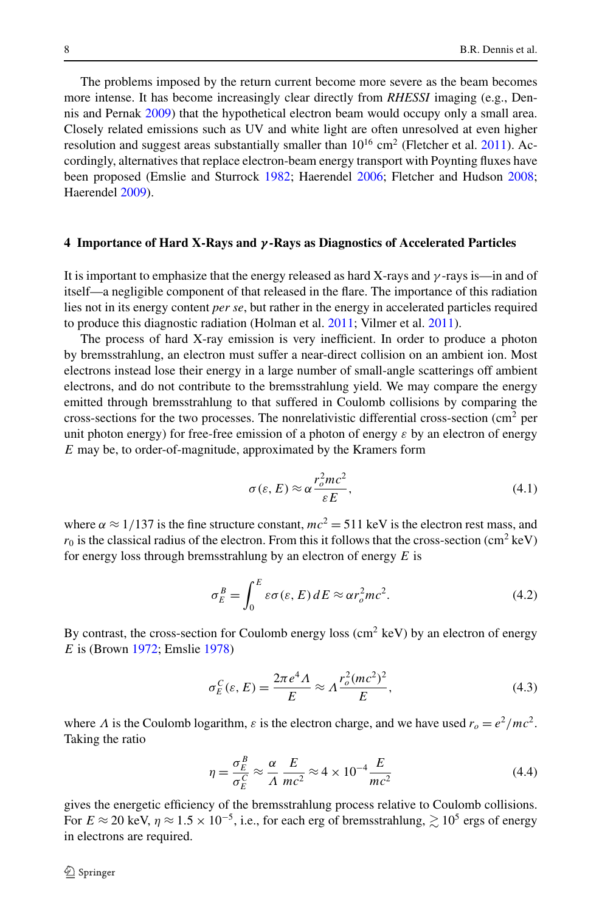The problems imposed by the return current become more severe as the beam becomes more intense. It has become increasingly clear directly from *RHESSI* imaging (e.g., Dennis and Pernak 2009) that the hypothetical electron beam would occupy only a small area. Closely related emissions such as UV and white light are often unresolved at even higher resolution and suggest areas substantially smaller than $10^{16}$ cm$^2$ (Fletcher et al. 2011). Accordingly, alternatives that replace electron-beam energy transport with Poynting fluxes have been proposed (Emslie and Sturrock 1982; Haerendel 2006; Fletcher and Hudson 2008; Haerendel 2009).

## 4 Importance of Hard X-Rays and $\gamma$-Rays as Diagnostics of Accelerated Particles

It is important to emphasize that the energy released as hard X-rays and $\gamma$-rays is—in and of itself—a negligible component of that released in the flare. The importance of this radiation lies not in its energy content *per se*, but rather in the energy in accelerated particles required to produce this diagnostic radiation (Holman et al. 2011; Vilmer et al. 2011).

The process of hard X-ray emission is very inefficient. In order to produce a photon by bremsstrahlung, an electron must suffer a near-direct collision on an ambient ion. Most electrons instead lose their energy in a large number of small-angle scatterings off ambient electrons, and do not contribute to the bremsstrahlung yield. We may compare the energy emitted through bremsstrahlung to that suffered in Coulomb collisions by comparing the cross-sections for the two processes. The nonrelativistic differential cross-section (cm$^2$ per unit photon energy) for free-free emission of a photon of energy $\varepsilon$ by an electron of energy $E$ may be, to order-of-magnitude, approximated by the Kramers form

$$\sigma(\varepsilon, E) \approx \alpha \frac{r_o^2 mc^2}{\varepsilon E}, \tag{4.1}$$

where $\alpha \approx 1/137$ is the fine structure constant, $mc^2 = 511$ keV is the electron rest mass, and $r_0$ is the classical radius of the electron. From this it follows that the cross-section (cm$^2$ keV) for energy loss through bremsstrahlung by an electron of energy $E$ is

$$\sigma_E^B = \int_0^E \varepsilon\sigma(\varepsilon, E)\, dE \approx \alpha r_o^2 mc^2. \tag{4.2}$$

By contrast, the cross-section for Coulomb energy loss (cm$^2$ keV) by an electron of energy $E$ is (Brown 1972; Emslie 1978)

$$\sigma_E^C(\varepsilon, E) = \frac{2\pi e^4 \Lambda}{E} \approx \Lambda \frac{r_o^2 (mc^2)^2}{E}, \tag{4.3}$$

where $\Lambda$ is the Coulomb logarithm, $\varepsilon$ is the electron charge, and we have used $r_o = e^2/mc^2$. Taking the ratio

$$\eta = \frac{\sigma_E^B}{\sigma_E^C} \approx \frac{\alpha}{\Lambda} \frac{E}{mc^2} \approx 4 \times 10^{-4} \frac{E}{mc^2} \tag{4.4}$$

gives the energetic efficiency of the bremsstrahlung process relative to Coulomb collisions. For $E \approx 20$ keV, $\eta \approx 1.5 \times 10^{-5}$, i.e., for each erg of bremsstrahlung, $\gtrsim 10^5$ ergs of energy in electrons are required.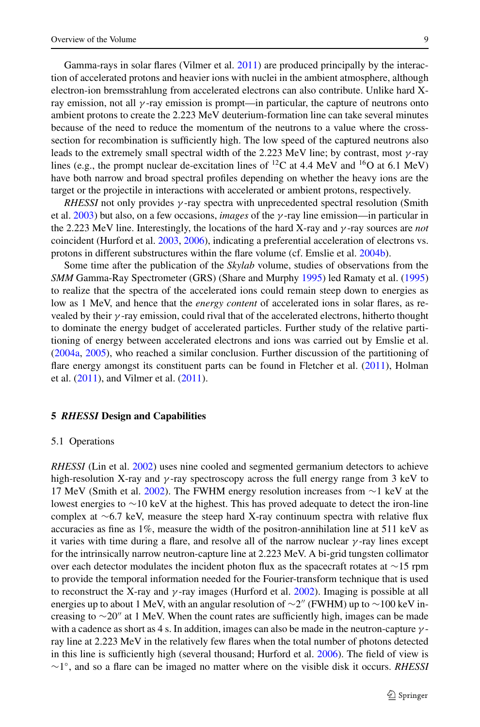Gamma-rays in solar flares (Vilmer et al. 2011) are produced principally by the interaction of accelerated protons and heavier ions with nuclei in the ambient atmosphere, although electron-ion bremsstrahlung from accelerated electrons can also contribute. Unlike hard X-ray emission, not all $\gamma$-ray emission is prompt—in particular, the capture of neutrons onto ambient protons to create the 2.223 MeV deuterium-formation line can take several minutes because of the need to reduce the momentum of the neutrons to a value where the cross-section for recombination is sufficiently high. The low speed of the captured neutrons also leads to the extremely small spectral width of the 2.223 MeV line; by contrast, most $\gamma$-ray lines (e.g., the prompt nuclear de-excitation lines of $^{12}$C at 4.4 MeV and $^{16}$O at 6.1 MeV) have both narrow and broad spectral profiles depending on whether the heavy ions are the target or the projectile in interactions with accelerated or ambient protons, respectively.

*RHESSI* not only provides $\gamma$-ray spectra with unprecedented spectral resolution (Smith et al. 2003) but also, on a few occasions, *images* of the $\gamma$-ray line emission—in particular in the 2.223 MeV line. Interestingly, the locations of the hard X-ray and $\gamma$-ray sources are *not* coincident (Hurford et al. 2003, 2006), indicating a preferential acceleration of electrons vs. protons in different substructures within the flare volume (cf. Emslie et al. 2004b).

Some time after the publication of the *Skylab* volume, studies of observations from the *SMM* Gamma-Ray Spectrometer (GRS) (Share and Murphy 1995) led Ramaty et al. (1995) to realize that the spectra of the accelerated ions could remain steep down to energies as low as 1 MeV, and hence that the *energy content* of accelerated ions in solar flares, as revealed by their $\gamma$-ray emission, could rival that of the accelerated electrons, hitherto thought to dominate the energy budget of accelerated particles. Further study of the relative partitioning of energy between accelerated electrons and ions was carried out by Emslie et al. (2004a, 2005), who reached a similar conclusion. Further discussion of the partitioning of flare energy amongst its constituent parts can be found in Fletcher et al. (2011), Holman et al. (2011), and Vilmer et al. (2011).

## 5 *RHESSI* Design and Capabilities

### 5.1 Operations

*RHESSI* (Lin et al. 2002) uses nine cooled and segmented germanium detectors to achieve high-resolution X-ray and $\gamma$-ray spectroscopy across the full energy range from 3 keV to 17 MeV (Smith et al. 2002). The FWHM energy resolution increases from ∼1 keV at the lowest energies to ∼10 keV at the highest. This has proved adequate to detect the iron-line complex at ∼6.7 keV, measure the steep hard X-ray continuum spectra with relative flux accuracies as fine as 1%, measure the width of the positron-annihilation line at 511 keV as it varies with time during a flare, and resolve all of the narrow nuclear $\gamma$-ray lines except for the intrinsically narrow neutron-capture line at 2.223 MeV. A bi-grid tungsten collimator over each detector modulates the incident photon flux as the spacecraft rotates at ∼15 rpm to provide the temporal information needed for the Fourier-transform technique that is used to reconstruct the X-ray and $\gamma$-ray images (Hurford et al. 2002). Imaging is possible at all energies up to about 1 MeV, with an angular resolution of $\sim 2''$ (FWHM) up to ∼100 keV increasing to $\sim 20''$ at 1 MeV. When the count rates are sufficiently high, images can be made with a cadence as short as 4 s. In addition, images can also be made in the neutron-capture $\gamma$-ray line at 2.223 MeV in the relatively few flares when the total number of photons detected in this line is sufficiently high (several thousand; Hurford et al. 2006). The field of view is $\sim 1^\circ$, and so a flare can be imaged no matter where on the visible disk it occurs. *RHESSI*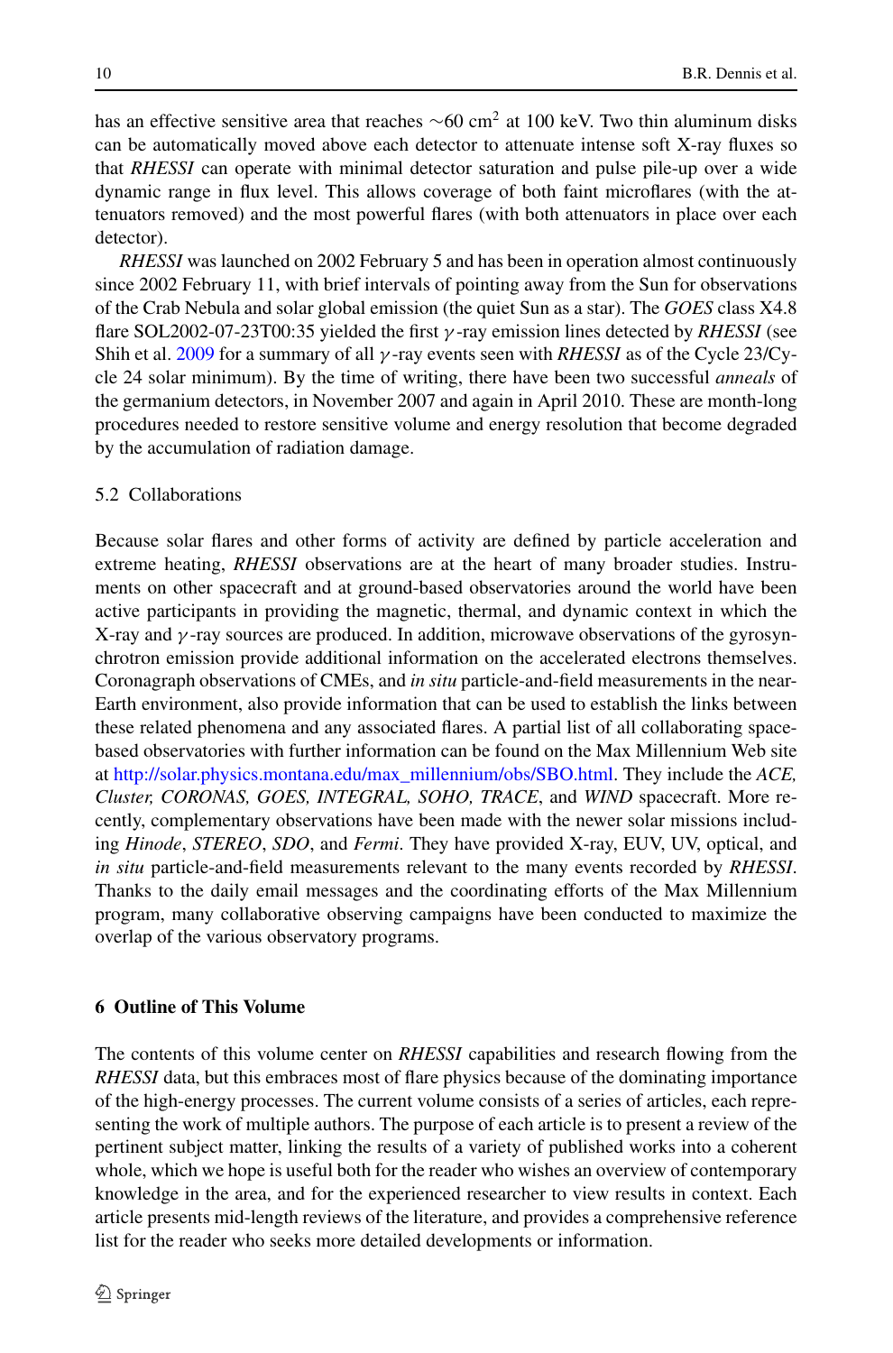has an effective sensitive area that reaches ∼60 cm$^2$ at 100 keV. Two thin aluminum disks can be automatically moved above each detector to attenuate intense soft X-ray fluxes so that *RHESSI* can operate with minimal detector saturation and pulse pile-up over a wide dynamic range in flux level. This allows coverage of both faint microflares (with the attenuators removed) and the most powerful flares (with both attenuators in place over each detector).

*RHESSI* was launched on 2002 February 5 and has been in operation almost continuously since 2002 February 11, with brief intervals of pointing away from the Sun for observations of the Crab Nebula and solar global emission (the quiet Sun as a star). The *GOES* class X4.8 flare SOL2002-07-23T00:35 yielded the first $\gamma$-ray emission lines detected by *RHESSI* (see Shih et al. 2009 for a summary of all $\gamma$-ray events seen with *RHESSI* as of the Cycle 23/Cycle 24 solar minimum). By the time of writing, there have been two successful *anneals* of the germanium detectors, in November 2007 and again in April 2010. These are month-long procedures needed to restore sensitive volume and energy resolution that become degraded by the accumulation of radiation damage.

### 5.2 Collaborations

Because solar flares and other forms of activity are defined by particle acceleration and extreme heating, *RHESSI* observations are at the heart of many broader studies. Instruments on other spacecraft and at ground-based observatories around the world have been active participants in providing the magnetic, thermal, and dynamic context in which the X-ray and $\gamma$-ray sources are produced. In addition, microwave observations of the gyrosynchrotron emission provide additional information on the accelerated electrons themselves. Coronagraph observations of CMEs, and *in situ* particle-and-field measurements in the near-Earth environment, also provide information that can be used to establish the links between these related phenomena and any associated flares. A partial list of all collaborating space-based observatories with further information can be found on the Max Millennium Web site at http://solar.physics.montana.edu/max_millennium/obs/SBO.html. They include the *ACE, Cluster, CORONAS, GOES, INTEGRAL, SOHO, TRACE*, and *WIND* spacecraft. More recently, complementary observations have been made with the newer solar missions including *Hinode*, *STEREO*, *SDO*, and *Fermi*. They have provided X-ray, EUV, UV, optical, and *in situ* particle-and-field measurements relevant to the many events recorded by *RHESSI*. Thanks to the daily email messages and the coordinating efforts of the Max Millennium program, many collaborative observing campaigns have been conducted to maximize the overlap of the various observatory programs.

## 6 Outline of This Volume

The contents of this volume center on *RHESSI* capabilities and research flowing from the *RHESSI* data, but this embraces most of flare physics because of the dominating importance of the high-energy processes. The current volume consists of a series of articles, each representing the work of multiple authors. The purpose of each article is to present a review of the pertinent subject matter, linking the results of a variety of published works into a coherent whole, which we hope is useful both for the reader who wishes an overview of contemporary knowledge in the area, and for the experienced researcher to view results in context. Each article presents mid-length reviews of the literature, and provides a comprehensive reference list for the reader who seeks more detailed developments or information.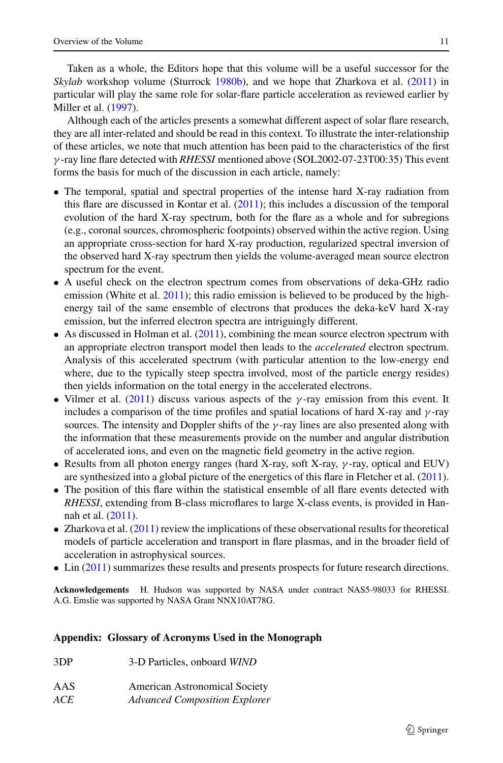Taken as a whole, the Editors hope that this volume will be a useful successor for the *Skylab* workshop volume (Sturrock 1980b), and we hope that Zharkova et al. (2011) in particular will play the same role for solar-flare particle acceleration as reviewed earlier by Miller et al. (1997).

Although each of the articles presents a somewhat different aspect of solar flare research, they are all inter-related and should be read in this context. To illustrate the inter-relationship of these articles, we note that much attention has been paid to the characteristics of the first $\gamma$-ray line flare detected with *RHESSI* mentioned above (SOL2002-07-23T00:35) This event forms the basis for much of the discussion in each article, namely:

- The temporal, spatial and spectral properties of the intense hard X-ray radiation from this flare are discussed in Kontar et al. (2011); this includes a discussion of the temporal evolution of the hard X-ray spectrum, both for the flare as a whole and for subregions (e.g., coronal sources, chromospheric footpoints) observed within the active region. Using an appropriate cross-section for hard X-ray production, regularized spectral inversion of the observed hard X-ray spectrum then yields the volume-averaged mean source electron spectrum for the event.
- A useful check on the electron spectrum comes from observations of deka-GHz radio emission (White et al. 2011); this radio emission is believed to be produced by the high-energy tail of the same ensemble of electrons that produces the deka-keV hard X-ray emission, but the inferred electron spectra are intriguingly different.
- As discussed in Holman et al. (2011), combining the mean source electron spectrum with an appropriate electron transport model then leads to the *accelerated* electron spectrum. Analysis of this accelerated spectrum (with particular attention to the low-energy end where, due to the typically steep spectra involved, most of the particle energy resides) then yields information on the total energy in the accelerated electrons.
- Vilmer et al. (2011) discuss various aspects of the $\gamma$-ray emission from this event. It includes a comparison of the time profiles and spatial locations of hard X-ray and $\gamma$-ray sources. The intensity and Doppler shifts of the $\gamma$-ray lines are also presented along with the information that these measurements provide on the number and angular distribution of accelerated ions, and even on the magnetic field geometry in the active region.
- Results from all photon energy ranges (hard X-ray, soft X-ray, $\gamma$-ray, optical and EUV) are synthesized into a global picture of the energetics of this flare in Fletcher et al. (2011).
- The position of this flare within the statistical ensemble of all flare events detected with *RHESSI*, extending from B-class microflares to large X-class events, is provided in Hannah et al. (2011).
- Zharkova et al. (2011) review the implications of these observational results for theoretical models of particle acceleration and transport in flare plasmas, and in the broader field of acceleration in astrophysical sources.
- Lin (2011) summarizes these results and presents prospects for future research directions.

**Acknowledgements** H. Hudson was supported by NASA under contract NAS5-98033 for RHESSI. A.G. Emslie was supported by NASA Grant NNX10AT78G.

## Appendix: Glossary of Acronyms Used in the Monograph

| | |
|---|---|
| 3DP | 3-D Particles, onboard *WIND* |
| AAS | American Astronomical Society |
| *ACE* | *Advanced Composition Explorer* |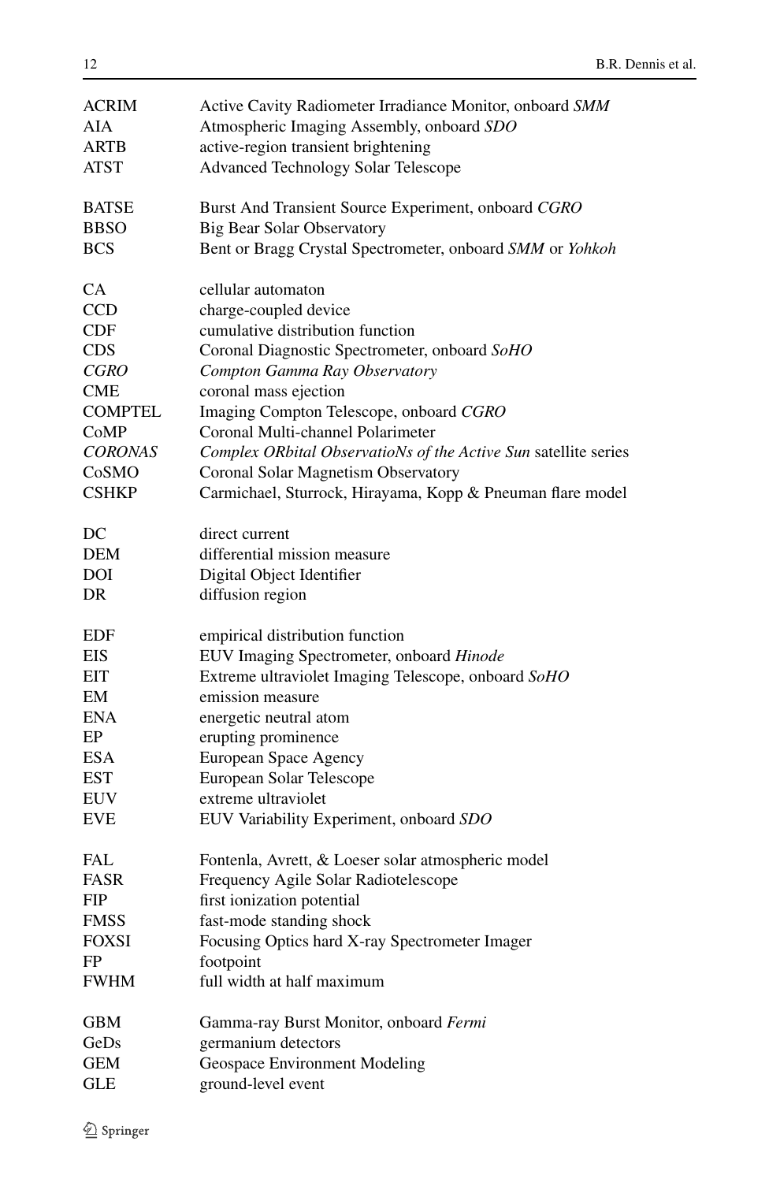| | |
|---|---|
| ACRIM | Active Cavity Radiometer Irradiance Monitor, onboard *SMM* |
| AIA | Atmospheric Imaging Assembly, onboard *SDO* |
| ARTB | active-region transient brightening |
| ATST | Advanced Technology Solar Telescope |
| BATSE | Burst And Transient Source Experiment, onboard *CGRO* |
| BBSO | Big Bear Solar Observatory |
| BCS | Bent or Bragg Crystal Spectrometer, onboard *SMM* or *Yohkoh* |
| CA | cellular automaton |
| CCD | charge-coupled device |
| CDF | cumulative distribution function |
| CDS | Coronal Diagnostic Spectrometer, onboard *SoHO* |
| *CGRO* | *Compton Gamma Ray Observatory* |
| CME | coronal mass ejection |
| COMPTEL | Imaging Compton Telescope, onboard *CGRO* |
| CoMP | Coronal Multi-channel Polarimeter |
| *CORONAS* | *Complex ORbital ObservatioNs of the Active Sun* satellite series |
| CoSMO | Coronal Solar Magnetism Observatory |
| CSHKP | Carmichael, Sturrock, Hirayama, Kopp & Pneuman flare model |
| DC | direct current |
| DEM | differential mission measure |
| DOI | Digital Object Identifier |
| DR | diffusion region |
| EDF | empirical distribution function |
| EIS | EUV Imaging Spectrometer, onboard *Hinode* |
| EIT | Extreme ultraviolet Imaging Telescope, onboard *SoHO* |
| EM | emission measure |
| ENA | energetic neutral atom |
| EP | erupting prominence |
| ESA | European Space Agency |
| EST | European Solar Telescope |
| EUV | extreme ultraviolet |
| EVE | EUV Variability Experiment, onboard *SDO* |
| FAL | Fontenla, Avrett, & Loeser solar atmospheric model |
| FASR | Frequency Agile Solar Radiotelescope |
| FIP | first ionization potential |
| FMSS | fast-mode standing shock |
| FOXSI | Focusing Optics hard X-ray Spectrometer Imager |
| FP | footpoint |
| FWHM | full width at half maximum |
| GBM | Gamma-ray Burst Monitor, onboard *Fermi* |
| GeDs | germanium detectors |
| GEM | Geospace Environment Modeling |
| GLE | ground-level event |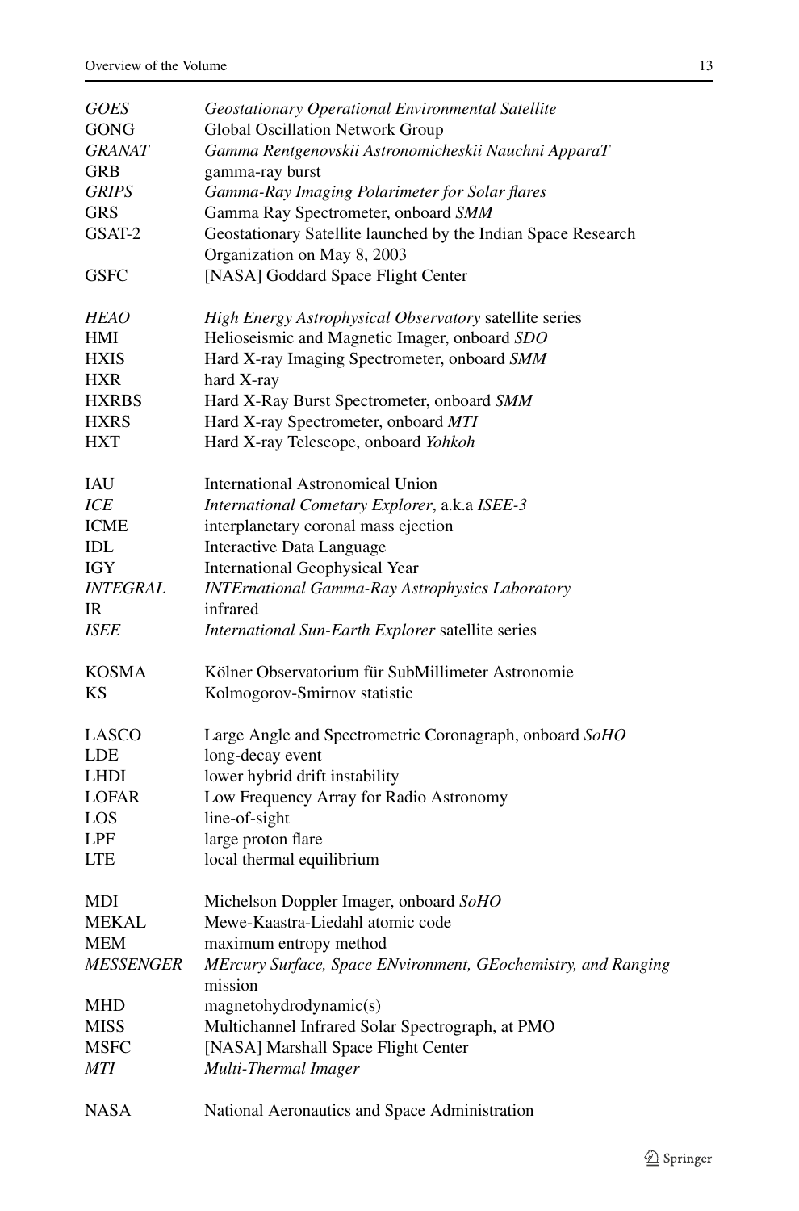| | |
|---|---|
| *GOES* | *Geostationary Operational Environmental Satellite* |
| GONG | Global Oscillation Network Group |
| *GRANAT* | *Gamma Rentgenovskii Astronomicheskii Nauchni ApparaT* |
| GRB | gamma-ray burst |
| *GRIPS* | *Gamma-Ray Imaging Polarimeter for Solar flares* |
| GRS | Gamma Ray Spectrometer, onboard *SMM* |
| GSAT-2 | Geostationary Satellite launched by the Indian Space Research Organization on May 8, 2003 |
| GSFC | [NASA] Goddard Space Flight Center |
| *HEAO* | *High Energy Astrophysical Observatory* satellite series |
| HMI | Helioseismic and Magnetic Imager, onboard *SDO* |
| HXIS | Hard X-ray Imaging Spectrometer, onboard *SMM* |
| HXR | hard X-ray |
| HXRBS | Hard X-Ray Burst Spectrometer, onboard *SMM* |
| HXRS | Hard X-ray Spectrometer, onboard *MTI* |
| HXT | Hard X-ray Telescope, onboard *Yohkoh* |
| IAU | International Astronomical Union |
| *ICE* | *International Cometary Explorer*, a.k.a *ISEE-3* |
| ICME | interplanetary coronal mass ejection |
| IDL | Interactive Data Language |
| IGY | International Geophysical Year |
| *INTEGRAL* | *INTErnational Gamma-Ray Astrophysics Laboratory* |
| IR | infrared |
| *ISEE* | *International Sun-Earth Explorer* satellite series |
| KOSMA | Kölner Observatorium für SubMillimeter Astronomie |
| KS | Kolmogorov-Smirnov statistic |
| LASCO | Large Angle and Spectrometric Coronagraph, onboard *SoHO* |
| LDE | long-decay event |
| LHDI | lower hybrid drift instability |
| LOFAR | Low Frequency Array for Radio Astronomy |
| LOS | line-of-sight |
| LPF | large proton flare |
| LTE | local thermal equilibrium |
| MDI | Michelson Doppler Imager, onboard *SoHO* |
| MEKAL | Mewe-Kaastra-Liedahl atomic code |
| MEM | maximum entropy method |
| *MESSENGER* | *MErcury Surface, Space ENvironment, GEochemistry, and Ranging* mission |
| MHD | magnetohydrodynamic(s) |
| MISS | Multichannel Infrared Solar Spectrograph, at PMO |
| MSFC | [NASA] Marshall Space Flight Center |
| *MTI* | *Multi-Thermal Imager* |
| NASA | National Aeronautics and Space Administration |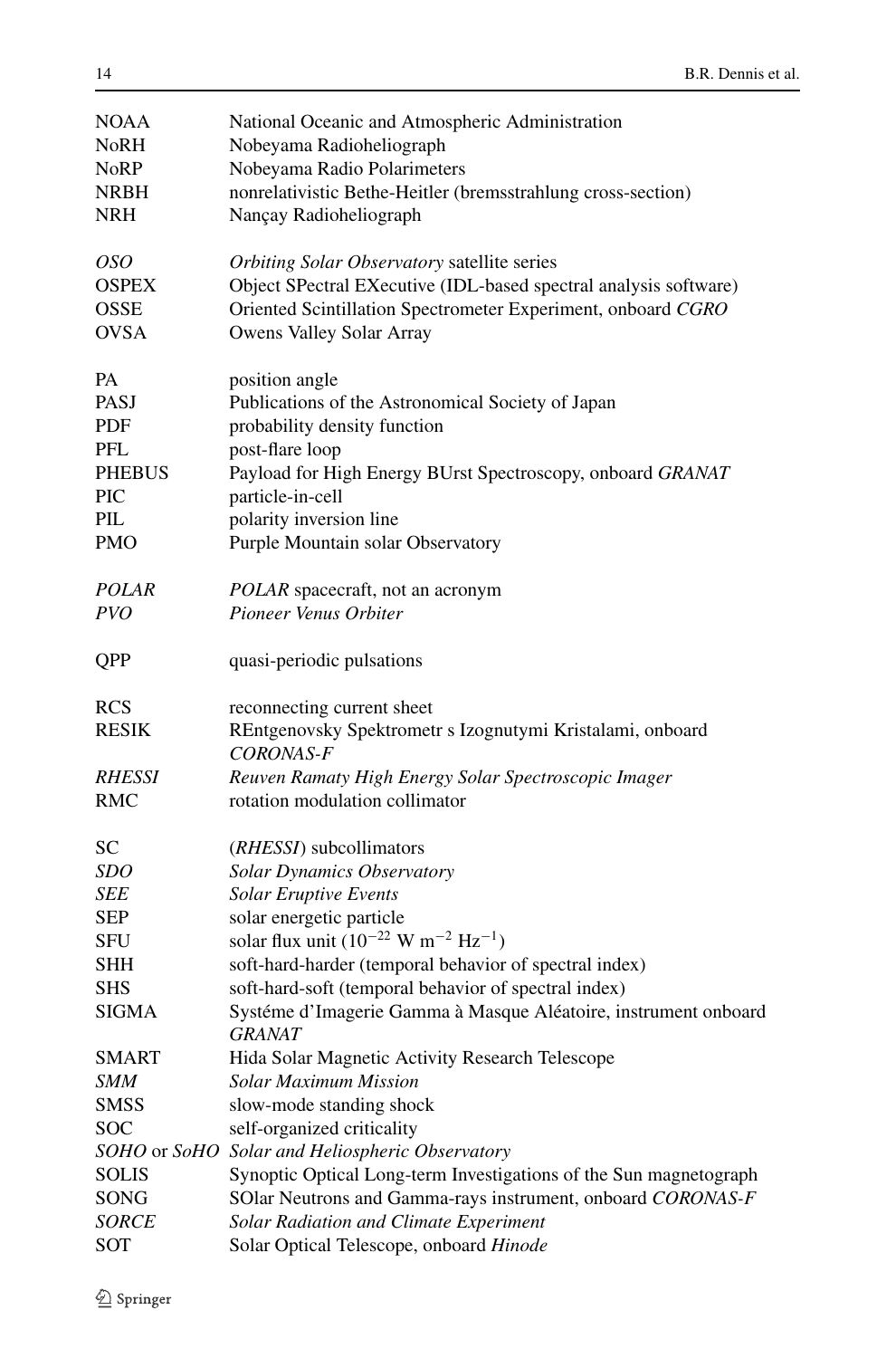| | |
|---|---|
| NOAA | National Oceanic and Atmospheric Administration |
| NoRH | Nobeyama Radioheliograph |
| NoRP | Nobeyama Radio Polarimeters |
| NRBH | nonrelativistic Bethe-Heitler (bremsstrahlung cross-section) |
| NRH | Nançay Radioheliograph |
| | |
| *OSO* | *Orbiting Solar Observatory* satellite series |
| OSPEX | Object SPectral EXecutive (IDL-based spectral analysis software) |
| OSSE | Oriented Scintillation Spectrometer Experiment, onboard *CGRO* |
| OVSA | Owens Valley Solar Array |
| | |
| PA | position angle |
| PASJ | Publications of the Astronomical Society of Japan |
| PDF | probability density function |
| PFL | post-flare loop |
| PHEBUS | Payload for High Energy BUrst Spectroscopy, onboard *GRANAT* |
| PIC | particle-in-cell |
| PIL | polarity inversion line |
| PMO | Purple Mountain solar Observatory |
| | |
| *POLAR* | *POLAR* spacecraft, not an acronym |
| *PVO* | *Pioneer Venus Orbiter* |
| | |
| QPP | quasi-periodic pulsations |
| | |
| RCS | reconnecting current sheet |
| RESIK | REntgenovsky Spektrometr s Izognutymi Kristalami, onboard *CORONAS-F* |
| *RHESSI* | *Reuven Ramaty High Energy Solar Spectroscopic Imager* |
| RMC | rotation modulation collimator |
| | |
| SC | (*RHESSI*) subcollimators |
| *SDO* | *Solar Dynamics Observatory* |
| *SEE* | *Solar Eruptive Events* |
| SEP | solar energetic particle |
| SFU | solar flux unit ($10^{-22}$ W m$^{-2}$ Hz$^{-1}$) |
| SHH | soft-hard-harder (temporal behavior of spectral index) |
| SHS | soft-hard-soft (temporal behavior of spectral index) |
| SIGMA | Systéme d'Imagerie Gamma à Masque Aléatoire, instrument onboard *GRANAT* |
| SMART | Hida Solar Magnetic Activity Research Telescope |
| *SMM* | *Solar Maximum Mission* |
| SMSS | slow-mode standing shock |
| SOC | self-organized criticality |
| *SOHO* or *SoHO* | *Solar and Heliospheric Observatory* |
| SOLIS | Synoptic Optical Long-term Investigations of the Sun magnetograph |
| SONG | SOlar Neutrons and Gamma-rays instrument, onboard *CORONAS-F* |
| *SORCE* | *Solar Radiation and Climate Experiment* |
| SOT | Solar Optical Telescope, onboard *Hinode* |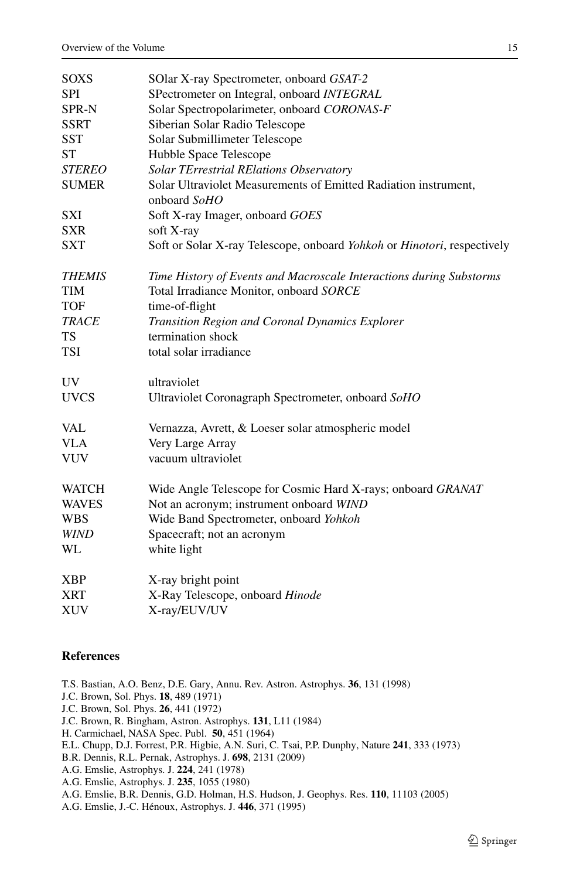| | |
|---|---|
| SOXS | SOlar X-ray Spectrometer, onboard *GSAT-2* |
| SPI | SPectrometer on Integral, onboard *INTEGRAL* |
| SPR-N | Solar Spectropolarimeter, onboard *CORONAS-F* |
| SSRT | Siberian Solar Radio Telescope |
| SST | Solar Submillimeter Telescope |
| ST | Hubble Space Telescope |
| *STEREO* | *Solar TErrestrial RElations Observatory* |
| SUMER | Solar Ultraviolet Measurements of Emitted Radiation instrument, onboard *SoHO* |
| SXI | Soft X-ray Imager, onboard *GOES* |
| SXR | soft X-ray |
| SXT | Soft or Solar X-ray Telescope, onboard *Yohkoh* or *Hinotori*, respectively |
| *THEMIS* | *Time History of Events and Macroscale Interactions during Substorms* |
| TIM | Total Irradiance Monitor, onboard *SORCE* |
| TOF | time-of-flight |
| *TRACE* | *Transition Region and Coronal Dynamics Explorer* |
| TS | termination shock |
| TSI | total solar irradiance |
| UV | ultraviolet |
| UVCS | Ultraviolet Coronagraph Spectrometer, onboard *SoHO* |
| VAL | Vernazza, Avrett, & Loeser solar atmospheric model |
| VLA | Very Large Array |
| VUV | vacuum ultraviolet |
| WATCH | Wide Angle Telescope for Cosmic Hard X-rays; onboard *GRANAT* |
| WAVES | Not an acronym; instrument onboard *WIND* |
| WBS | Wide Band Spectrometer, onboard *Yohkoh* |
| *WIND* | Spacecraft; not an acronym |
| WL | white light |
| XBP | X-ray bright point |
| XRT | X-Ray Telescope, onboard *Hinode* |
| XUV | X-ray/EUV/UV |

## References

T.S. Bastian, A.O. Benz, D.E. Gary, Annu. Rev. Astron. Astrophys. **36**, 131 (1998)
J.C. Brown, Sol. Phys. **18**, 489 (1971)
J.C. Brown, Sol. Phys. **26**, 441 (1972)
J.C. Brown, R. Bingham, Astron. Astrophys. **131**, L11 (1984)
H. Carmichael, NASA Spec. Publ. **50**, 451 (1964)
E.L. Chupp, D.J. Forrest, P.R. Higbie, A.N. Suri, C. Tsai, P.P. Dunphy, Nature **241**, 333 (1973)
B.R. Dennis, R.L. Pernak, Astrophys. J. **698**, 2131 (2009)
A.G. Emslie, Astrophys. J. **224**, 241 (1978)
A.G. Emslie, Astrophys. J. **235**, 1055 (1980)
A.G. Emslie, B.R. Dennis, G.D. Holman, H.S. Hudson, J. Geophys. Res. **110**, 11103 (2005)
A.G. Emslie, J.-C. Hénoux, Astrophys. J. **446**, 371 (1995)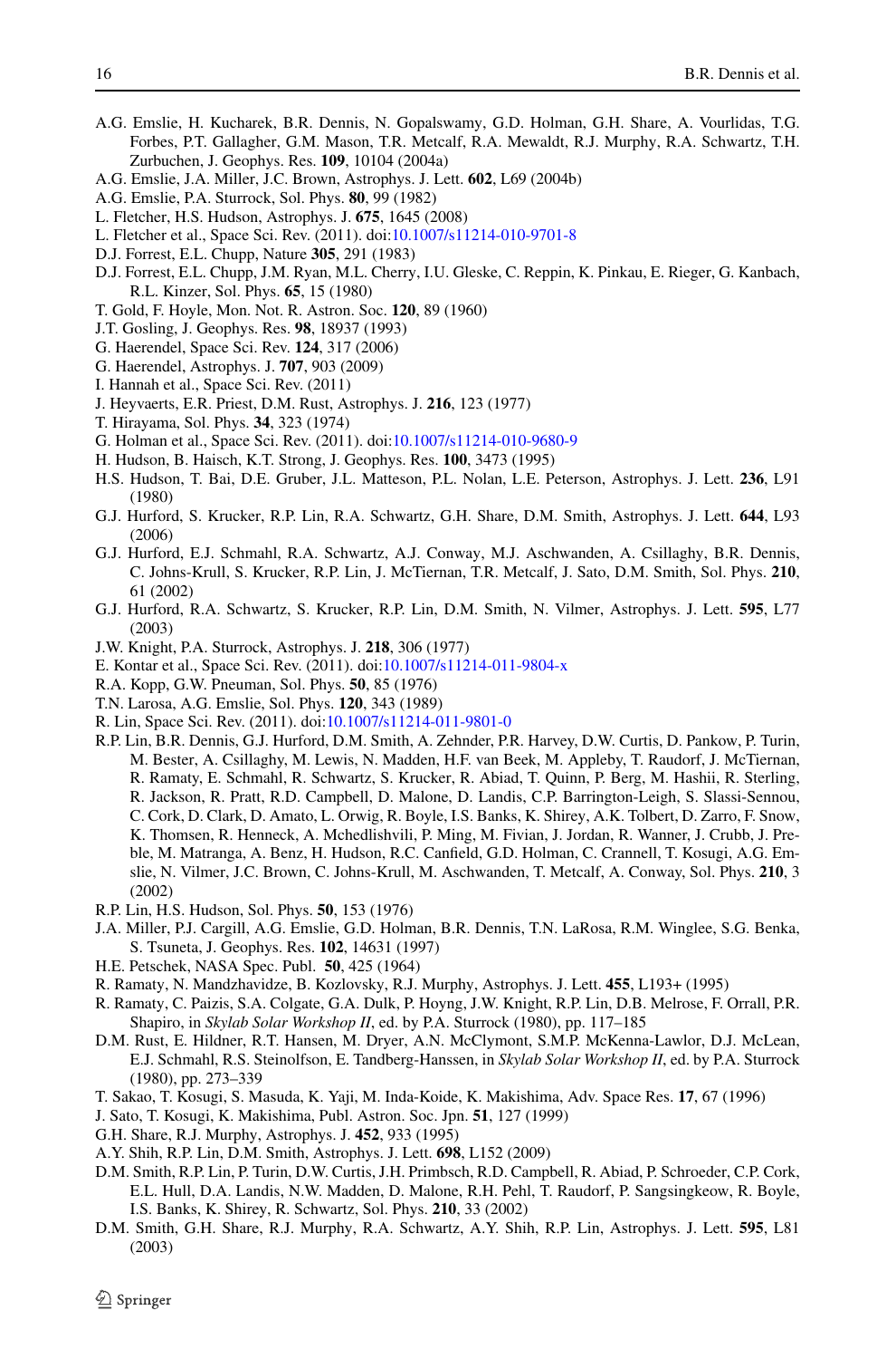A.G. Emslie, H. Kucharek, B.R. Dennis, N. Gopalswamy, G.D. Holman, G.H. Share, A. Vourlidas, T.G. Forbes, P.T. Gallagher, G.M. Mason, T.R. Metcalf, R.A. Mewaldt, R.J. Murphy, R.A. Schwartz, T.H. Zurbuchen, J. Geophys. Res. **109**, 10104 (2004a)

A.G. Emslie, J.A. Miller, J.C. Brown, Astrophys. J. Lett. **602**, L69 (2004b)

A.G. Emslie, P.A. Sturrock, Sol. Phys. **80**, 99 (1982)

L. Fletcher, H.S. Hudson, Astrophys. J. **675**, 1645 (2008)

L. Fletcher et al., Space Sci. Rev. (2011). doi:10.1007/s11214-010-9701-8

D.J. Forrest, E.L. Chupp, Nature **305**, 291 (1983)

D.J. Forrest, E.L. Chupp, J.M. Ryan, M.L. Cherry, I.U. Gleske, C. Reppin, K. Pinkau, E. Rieger, G. Kanbach, R.L. Kinzer, Sol. Phys. **65**, 15 (1980)

T. Gold, F. Hoyle, Mon. Not. R. Astron. Soc. **120**, 89 (1960)

J.T. Gosling, J. Geophys. Res. **98**, 18937 (1993)

G. Haerendel, Space Sci. Rev. **124**, 317 (2006)

G. Haerendel, Astrophys. J. **707**, 903 (2009)

I. Hannah et al., Space Sci. Rev. (2011)

J. Heyvaerts, E.R. Priest, D.M. Rust, Astrophys. J. **216**, 123 (1977)

T. Hirayama, Sol. Phys. **34**, 323 (1974)

G. Holman et al., Space Sci. Rev. (2011). doi:10.1007/s11214-010-9680-9

H. Hudson, B. Haisch, K.T. Strong, J. Geophys. Res. **100**, 3473 (1995)

H.S. Hudson, T. Bai, D.E. Gruber, J.L. Matteson, P.L. Nolan, L.E. Peterson, Astrophys. J. Lett. **236**, L91 (1980)

G.J. Hurford, S. Krucker, R.P. Lin, R.A. Schwartz, G.H. Share, D.M. Smith, Astrophys. J. Lett. **644**, L93 (2006)

G.J. Hurford, E.J. Schmahl, R.A. Schwartz, A.J. Conway, M.J. Aschwanden, A. Csillaghy, B.R. Dennis, C. Johns-Krull, S. Krucker, R.P. Lin, J. McTiernan, T.R. Metcalf, J. Sato, D.M. Smith, Sol. Phys. **210**, 61 (2002)

G.J. Hurford, R.A. Schwartz, S. Krucker, R.P. Lin, D.M. Smith, N. Vilmer, Astrophys. J. Lett. **595**, L77 (2003)

J.W. Knight, P.A. Sturrock, Astrophys. J. **218**, 306 (1977)

E. Kontar et al., Space Sci. Rev. (2011). doi:10.1007/s11214-011-9804-x

R.A. Kopp, G.W. Pneuman, Sol. Phys. **50**, 85 (1976)

T.N. Larosa, A.G. Emslie, Sol. Phys. **120**, 343 (1989)

R. Lin, Space Sci. Rev. (2011). doi:10.1007/s11214-011-9801-0

R.P. Lin, B.R. Dennis, G.J. Hurford, D.M. Smith, A. Zehnder, P.R. Harvey, D.W. Curtis, D. Pankow, P. Turin, M. Bester, A. Csillaghy, M. Lewis, N. Madden, H.F. van Beek, M. Appleby, T. Raudorf, J. McTiernan, R. Ramaty, E. Schmahl, R. Schwartz, S. Krucker, R. Abiad, T. Quinn, P. Berg, M. Hashii, R. Sterling, R. Jackson, R. Pratt, R.D. Campbell, D. Malone, D. Landis, C.P. Barrington-Leigh, S. Slassi-Sennou, C. Cork, D. Clark, D. Amato, L. Orwig, R. Boyle, I.S. Banks, K. Shirey, A.K. Tolbert, D. Zarro, F. Snow, K. Thomsen, R. Henneck, A. Mchedlishvili, P. Ming, M. Fivian, J. Jordan, R. Wanner, J. Crubb, J. Preble, M. Matranga, A. Benz, H. Hudson, R.C. Canfield, G.D. Holman, C. Crannell, T. Kosugi, A.G. Emslie, N. Vilmer, J.C. Brown, C. Johns-Krull, M. Aschwanden, T. Metcalf, A. Conway, Sol. Phys. **210**, 3 (2002)

R.P. Lin, H.S. Hudson, Sol. Phys. **50**, 153 (1976)

J.A. Miller, P.J. Cargill, A.G. Emslie, G.D. Holman, B.R. Dennis, T.N. LaRosa, R.M. Winglee, S.G. Benka, S. Tsuneta, J. Geophys. Res. **102**, 14631 (1997)

H.E. Petschek, NASA Spec. Publ. **50**, 425 (1964)

R. Ramaty, N. Mandzhavidze, B. Kozlovsky, R.J. Murphy, Astrophys. J. Lett. **455**, L193+ (1995)

R. Ramaty, C. Paizis, S.A. Colgate, G.A. Dulk, P. Hoyng, J.W. Knight, R.P. Lin, D.B. Melrose, F. Orrall, P.R. Shapiro, in *Skylab Solar Workshop II*, ed. by P.A. Sturrock (1980), pp. 117–185

D.M. Rust, E. Hildner, R.T. Hansen, M. Dryer, A.N. McClymont, S.M.P. McKenna-Lawlor, D.J. McLean, E.J. Schmahl, R.S. Steinolfson, E. Tandberg-Hanssen, in *Skylab Solar Workshop II*, ed. by P.A. Sturrock (1980), pp. 273–339

T. Sakao, T. Kosugi, S. Masuda, K. Yaji, M. Inda-Koide, K. Makishima, Adv. Space Res. **17**, 67 (1996)

J. Sato, T. Kosugi, K. Makishima, Publ. Astron. Soc. Jpn. **51**, 127 (1999)

G.H. Share, R.J. Murphy, Astrophys. J. **452**, 933 (1995)

A.Y. Shih, R.P. Lin, D.M. Smith, Astrophys. J. Lett. **698**, L152 (2009)

D.M. Smith, R.P. Lin, P. Turin, D.W. Curtis, J.H. Primbsch, R.D. Campbell, R. Abiad, P. Schroeder, C.P. Cork, E.L. Hull, D.A. Landis, N.W. Madden, D. Malone, R.H. Pehl, T. Raudorf, P. Sangsingkeow, R. Boyle, I.S. Banks, K. Shirey, R. Schwartz, Sol. Phys. **210**, 33 (2002)

D.M. Smith, G.H. Share, R.J. Murphy, R.A. Schwartz, A.Y. Shih, R.P. Lin, Astrophys. J. Lett. **595**, L81 (2003)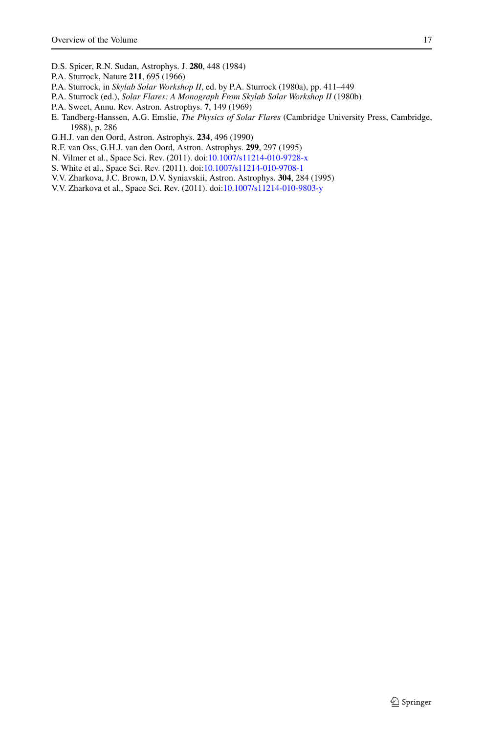D.S. Spicer, R.N. Sudan, Astrophys. J. **280**, 448 (1984)
P.A. Sturrock, Nature **211**, 695 (1966)
P.A. Sturrock, in *Skylab Solar Workshop II*, ed. by P.A. Sturrock (1980a), pp. 411–449
P.A. Sturrock (ed.), *Solar Flares: A Monograph From Skylab Solar Workshop II* (1980b)
P.A. Sweet, Annu. Rev. Astron. Astrophys. **7**, 149 (1969)
E. Tandberg-Hanssen, A.G. Emslie, *The Physics of Solar Flares* (Cambridge University Press, Cambridge, 1988), p. 286
G.H.J. van den Oord, Astron. Astrophys. **234**, 496 (1990)
R.F. van Oss, G.H.J. van den Oord, Astron. Astrophys. **299**, 297 (1995)
N. Vilmer et al., Space Sci. Rev. (2011). doi:10.1007/s11214-010-9728-x
S. White et al., Space Sci. Rev. (2011). doi:10.1007/s11214-010-9708-1
V.V. Zharkova, J.C. Brown, D.V. Syniavskii, Astron. Astrophys. **304**, 284 (1995)
V.V. Zharkova et al., Space Sci. Rev. (2011). doi:10.1007/s11214-010-9803-y